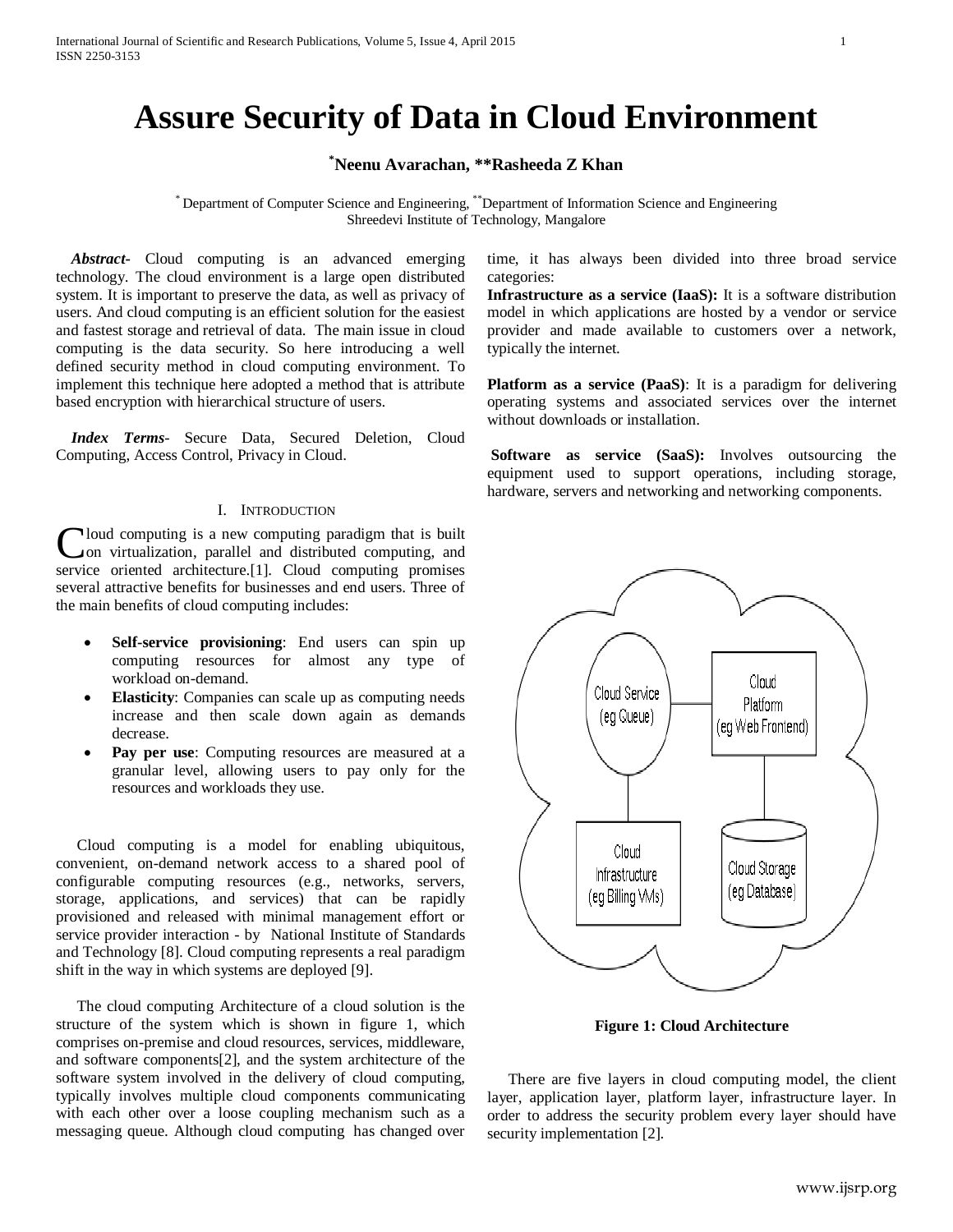# Assure Security of Data in Cloud Environment

**[*]Neenu Avarachan, **Rasheeda Z Khan**

[*] Department of Computer Science and Engineering, [**]Department of Information Science and Engineering
Shreedevi Institute of Technology, Mangalore

***Abstract***- Cloud computing is an advanced emerging technology. The cloud environment is a large open distributed system. It is important to preserve the data, as well as privacy of users. And cloud computing is an efficient solution for the easiest and fastest storage and retrieval of data. The main issue in cloud computing is the data security. So here introducing a well defined security method in cloud computing environment. To implement this technique here adopted a method that is attribute based encryption with hierarchical structure of users.

***Index Terms***- Secure Data, Secured Deletion, Cloud Computing, Access Control, Privacy in Cloud.

## I. Introduction

Cloud computing is a new computing paradigm that is built on virtualization, parallel and distributed computing, and service oriented architecture.[1]. Cloud computing promises several attractive benefits for businesses and end users. Three of the main benefits of cloud computing includes:

- **Self-service provisioning**: End users can spin up computing resources for almost any type of workload on-demand.
- **Elasticity**: Companies can scale up as computing needs increase and then scale down again as demands decrease.
- **Pay per use**: Computing resources are measured at a granular level, allowing users to pay only for the resources and workloads they use.

Cloud computing is a model for enabling ubiquitous, convenient, on-demand network access to a shared pool of configurable computing resources (e.g., networks, servers, storage, applications, and services) that can be rapidly provisioned and released with minimal management effort or service provider interaction - by National Institute of Standards and Technology [8]. Cloud computing represents a real paradigm shift in the way in which systems are deployed [9].

The cloud computing Architecture of a cloud solution is the structure of the system which is shown in figure 1, which comprises on-premise and cloud resources, services, middleware, and software components[2], and the system architecture of the software system involved in the delivery of cloud computing, typically involves multiple cloud components communicating with each other over a loose coupling mechanism such as a messaging queue. Although cloud computing has changed over time, it has always been divided into three broad service categories:

**Infrastructure as a service (IaaS):** It is a software distribution model in which applications are hosted by a vendor or service provider and made available to customers over a network, typically the internet.

**Platform as a service (PaaS)**: It is a paradigm for delivering operating systems and associated services over the internet without downloads or installation.

**Software as service (SaaS):** Involves outsourcing the equipment used to support operations, including storage, hardware, servers and networking and networking components.

**Figure 1: Cloud Architecture**

There are five layers in cloud computing model, the client layer, application layer, platform layer, infrastructure layer. In order to address the security problem every layer should have security implementation [2].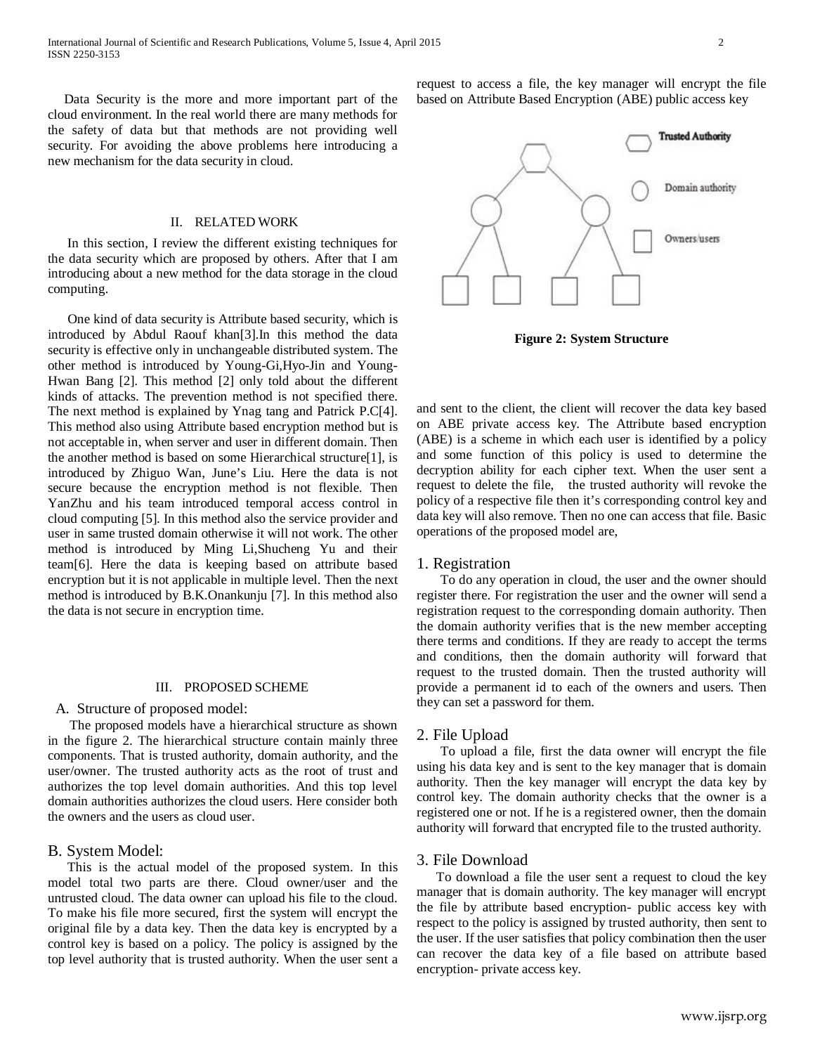Data Security is the more and more important part of the cloud environment. In the real world there are many methods for the safety of data but that methods are not providing well security. For avoiding the above problems here introducing a new mechanism for the data security in cloud.

## II. RELATED WORK

In this section, I review the different existing techniques for the data security which are proposed by others. After that I am introducing about a new method for the data storage in the cloud computing.

One kind of data security is Attribute based security, which is introduced by Abdul Raouf khan[3].In this method the data security is effective only in unchangeable distributed system. The other method is introduced by Young-Gi,Hyo-Jin and Young-Hwan Bang [2]. This method [2] only told about the different kinds of attacks. The prevention method is not specified there. The next method is explained by Ynag tang and Patrick P.C[4]. This method also using Attribute based encryption method but is not acceptable in, when server and user in different domain. Then the another method is based on some Hierarchical structure[1], is introduced by Zhiguo Wan, June's Liu. Here the data is not secure because the encryption method is not flexible. Then YanZhu and his team introduced temporal access control in cloud computing [5]. In this method also the service provider and user in same trusted domain otherwise it will not work. The other method is introduced by Ming Li,Shucheng Yu and their team[6]. Here the data is keeping based on attribute based encryption but it is not applicable in multiple level. Then the next method is introduced by B.K.Onankunju [7]. In this method also the data is not secure in encryption time.

## III. PROPOSED SCHEME

### A. Structure of proposed model:

The proposed models have a hierarchical structure as shown in the figure 2. The hierarchical structure contain mainly three components. That is trusted authority, domain authority, and the user/owner. The trusted authority acts as the root of trust and authorizes the top level domain authorities. And this top level domain authorities authorizes the cloud users. Here consider both the owners and the users as cloud user.

### B. System Model:

This is the actual model of the proposed system. In this model total two parts are there. Cloud owner/user and the untrusted cloud. The data owner can upload his file to the cloud. To make his file more secured, first the system will encrypt the original file by a data key. Then the data key is encrypted by a control key is based on a policy. The policy is assigned by the top level authority that is trusted authority. When the user sent a request to access a file, the key manager will encrypt the file based on Attribute Based Encryption (ABE) public access key

**Figure 2: System Structure**

and sent to the client, the client will recover the data key based on ABE private access key. The Attribute based encryption (ABE) is a scheme in which each user is identified by a policy and some function of this policy is used to determine the decryption ability for each cipher text. When the user sent a request to delete the file, the trusted authority will revoke the policy of a respective file then it's corresponding control key and data key will also remove. Then no one can access that file. Basic operations of the proposed model are,

### 1. Registration

To do any operation in cloud, the user and the owner should register there. For registration the user and the owner will send a registration request to the corresponding domain authority. Then the domain authority verifies that is the new member accepting there terms and conditions. If they are ready to accept the terms and conditions, then the domain authority will forward that request to the trusted domain. Then the trusted authority will provide a permanent id to each of the owners and users. Then they can set a password for them.

### 2. File Upload

To upload a file, first the data owner will encrypt the file using his data key and is sent to the key manager that is domain authority. Then the key manager will encrypt the data key by control key. The domain authority checks that the owner is a registered one or not. If he is a registered owner, then the domain authority will forward that encrypted file to the trusted authority.

### 3. File Download

To download a file the user sent a request to cloud the key manager that is domain authority. The key manager will encrypt the file by attribute based encryption- public access key with respect to the policy is assigned by trusted authority, then sent to the user. If the user satisfies that policy combination then the user can recover the data key of a file based on attribute based encryption- private access key.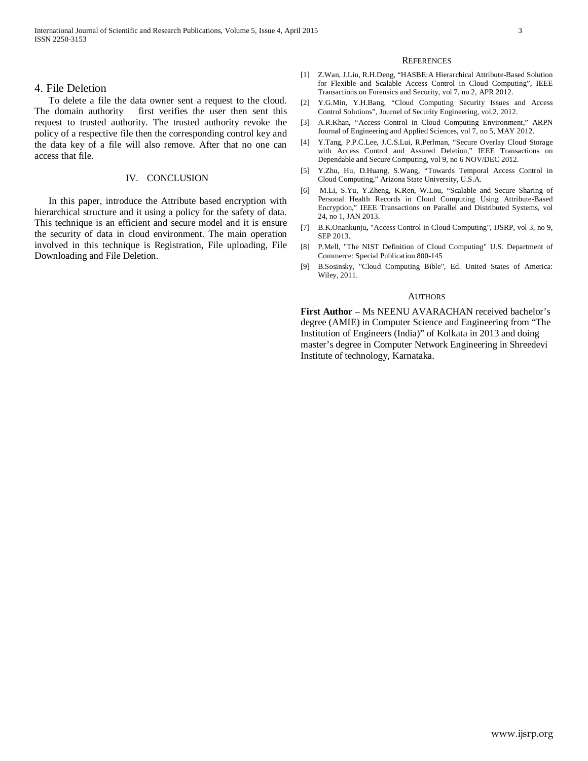### 4. File Deletion

To delete a file the data owner sent a request to the cloud. The domain authority first verifies the user then sent this request to trusted authority. The trusted authority revoke the policy of a respective file then the corresponding control key and the data key of a file will also remove. After that no one can access that file.

## IV. CONCLUSION

In this paper, introduce the Attribute based encryption with hierarchical structure and it using a policy for the safety of data. This technique is an efficient and secure model and it is ensure the security of data in cloud environment. The main operation involved in this technique is Registration, File uploading, File Downloading and File Deletion.

## REFERENCES

[1] Z.Wan, J.Liu, R.H.Deng, “HASBE:A Hierarchical Attribute-Based Solution for Flexible and Scalable Access Control in Cloud Computing”, IEEE Transactions on Forensics and Security, vol 7, no 2, APR 2012.

[2] Y.G.Min, Y.H.Bang, “Cloud Computing Security Issues and Access Control Solutions”, Journel of Security Engineering, vol.2, 2012.

[3] A.R.Khan, “Access Control in Cloud Computing Environment,” ARPN Journal of Engineering and Applied Sciences, vol 7, no 5, MAY 2012.

[4] Y.Tang, P.P.C.Lee, J.C.S.Lui, R.Perlman, “Secure Overlay Cloud Storage with Access Control and Assured Deletion,” IEEE Transactions on Dependable and Secure Computing, vol 9, no 6 NOV/DEC 2012.

[5] Y.Zhu, Hu, D.Huang, S.Wang, “Towards Temporal Access Control in Cloud Computing,” Arizona State University, U.S.A.

[6] M.Li, S.Yu, Y.Zheng, K.Ren, W.Lou, “Scalable and Secure Sharing of Personal Health Records in Cloud Computing Using Attribute-Based Encryption,” IEEE Transactions on Parallel and Distributed Systems, vol 24, no 1, JAN 2013.

[7] B.K.Onankunju**,** "Access Control in Cloud Computing", IJSRP, vol 3, no 9, SEP 2013.

[8] P.Mell, "The NIST Definition of Cloud Computing" U.S. Department of Commerce: Special Publication 800-145

[9] B.Sosinsky, "Cloud Computing Bible", Ed. United States of America: Wiley, 2011.

## AUTHORS

**First Author** – Ms NEENU AVARACHAN received bachelor’s degree (AMIE) in Computer Science and Engineering from “The Institution of Engineers (India)” of Kolkata in 2013 and doing master’s degree in Computer Network Engineering in Shreedevi Institute of technology, Karnataka.